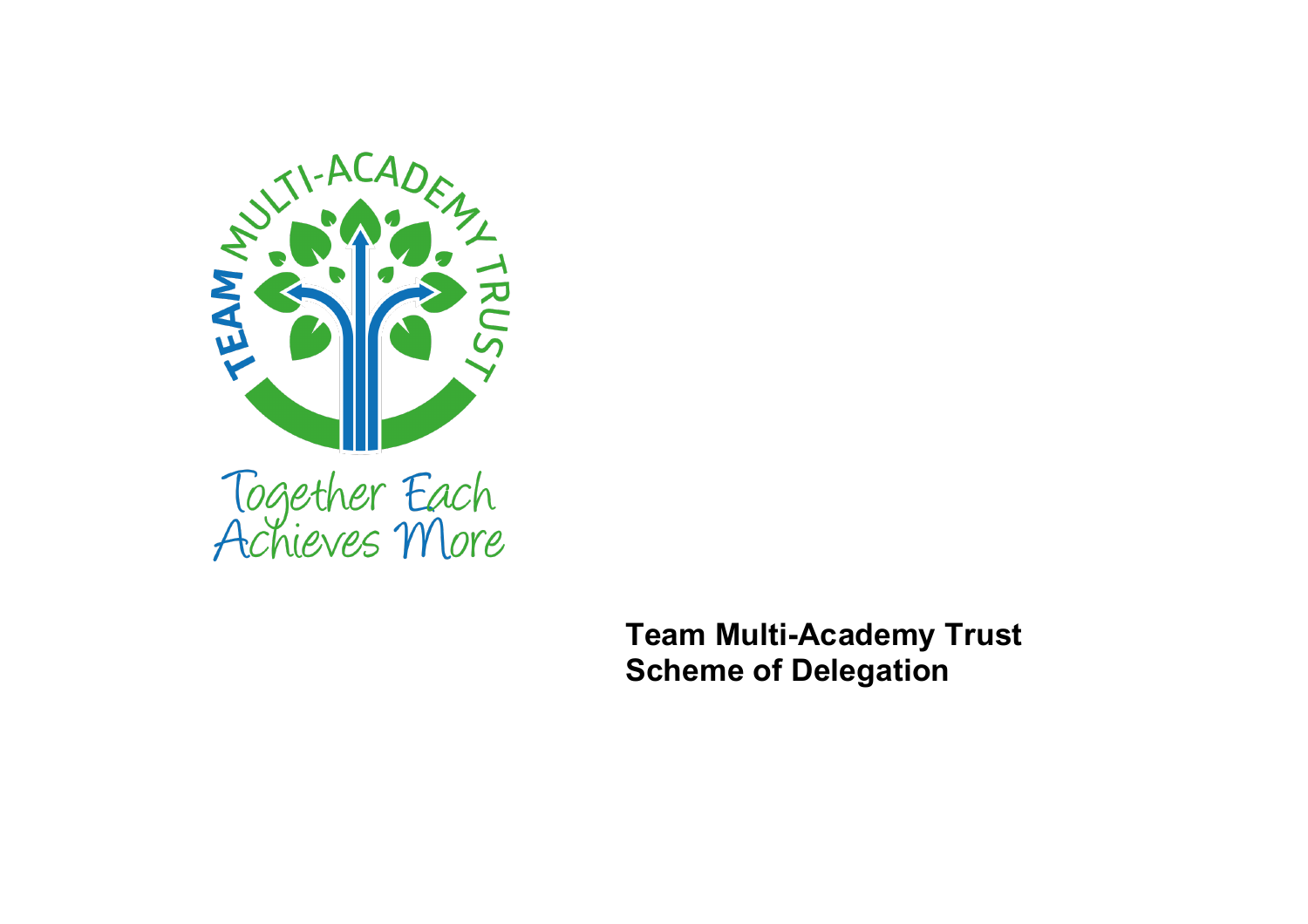# Team Multi-Academy Trust
# Scheme of Delegation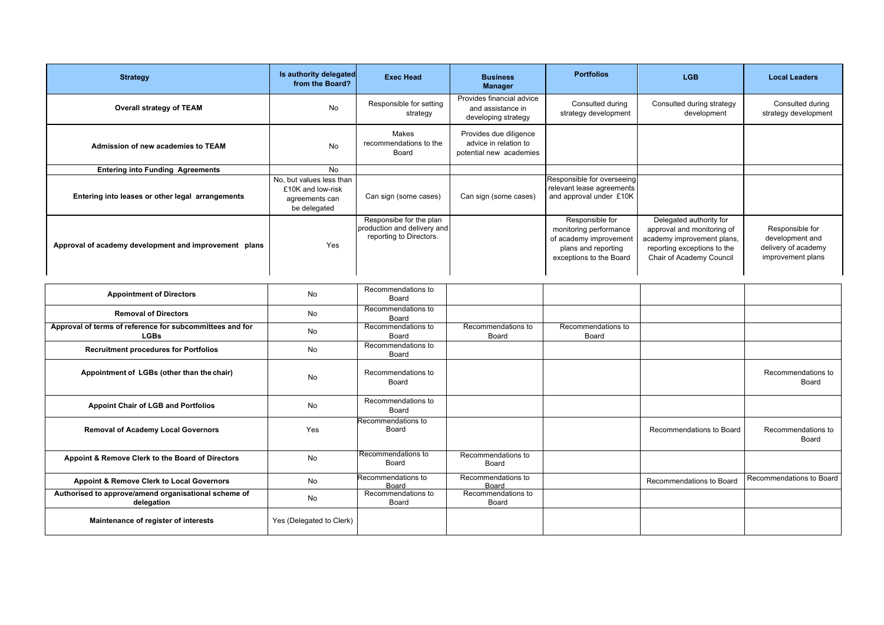| Strategy | Is authority delegated from the Board? | Exec Head | Business Manager | Portfolios | LGB | Local Leaders |
|---|---|---|---|---|---|---|
| **Overall strategy of TEAM** | No | Responsible for setting strategy | Provides financial advice and assistance in developing strategy | Consulted during strategy development | Consulted during strategy development | Consulted during strategy development |
| **Admission of new academies to TEAM** | No | Makes recommendations to the Board | Provides due diligence advice in relation to potential new academies | | | |
| **Entering into Funding Agreements** | No | | | | | |
| **Entering into leases or other legal arrangements** | No, but values less than £10K and low-risk agreements can be delegated | Can sign (some cases) | Can sign (some cases) | Responsible for overseeing relevant lease agreements and approval under £10K | | |
| **Approval of academy development and improvement plans** | Yes | Responsibe for the plan production and delivery and reporting to Directors. | | Responsible for monitoring performance of academy improvement plans and reporting exceptions to the Board | Delegated authority for approval and monitoring of academy improvement plans, reporting exceptions to the Chair of Academy Council | Responsible for development and delivery of academy improvement plans |
| **Appointment of Directors** | No | Recommendations to Board | | | | |
| **Removal of Directors** | No | Recommendations to Board | | | | |
| **Approval of terms of reference for subcommittees and for LGBs** | No | Recommendations to Board | Recommendations to Board | Recommendations to Board | | |
| **Recruitment procedures for Portfolios** | No | Recommendations to Board | | | | |
| **Appointment of LGBs (other than the chair)** | No | Recommendations to Board | | | | Recommendations to Board |
| **Appoint Chair of LGB and Portfolios** | No | Recommendations to Board | | | | |
| **Removal of Academy Local Governors** | Yes | Recommendations to Board | | | Recommendations to Board | Recommendations to Board |
| **Appoint & Remove Clerk to the Board of Directors** | No | Recommendations to Board | Recommendations to Board | | | |
| **Appoint & Remove Clerk to Local Governors** | No | Recommendations to Board | Recommendations to Board | | Recommendations to Board | Recommendations to Board |
| **Authorised to approve/amend organisational scheme of delegation** | No | Recommendations to Board | Recommendations to Board | | | |
| **Maintenance of register of interests** | Yes (Delegated to Clerk) | | | | | |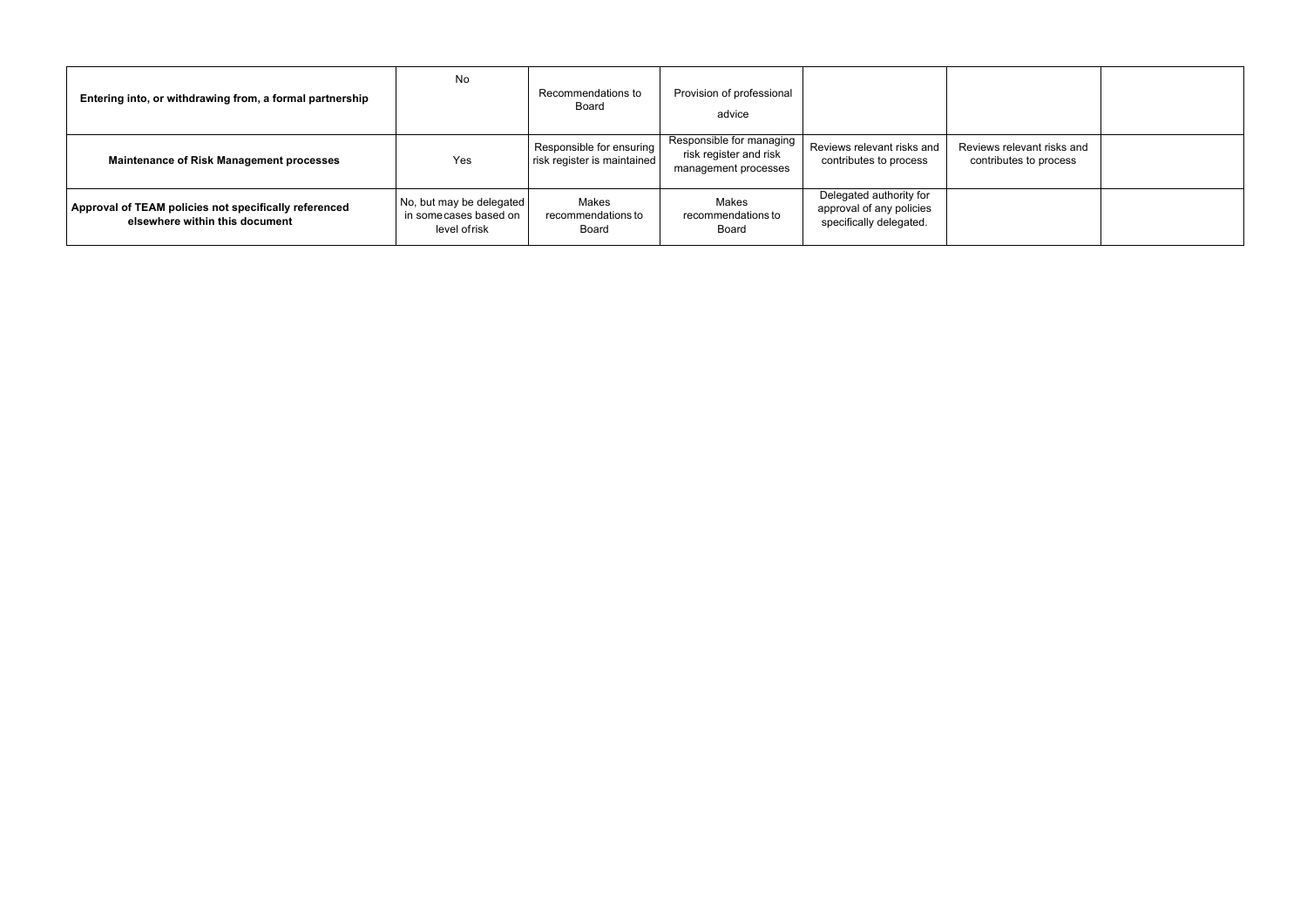| | | | | | | |
|---|---|---|---|---|---|---|
| **Entering into, or withdrawing from, a formal partnership** | No | Recommendations to Board | Provision of professional advice | | | |
| **Maintenance of Risk Management processes** | Yes | Responsible for ensuring risk register is maintained | Responsible for managing risk register and risk management processes | Reviews relevant risks and contributes to process | Reviews relevant risks and contributes to process | |
| **Approval of TEAM policies not specifically referenced elsewhere within this document** | No, but may be delegated in some cases based on level of risk | Makes recommendations to Board | Makes recommendations to Board | Delegated authority for approval of any policies specifically delegated. | | |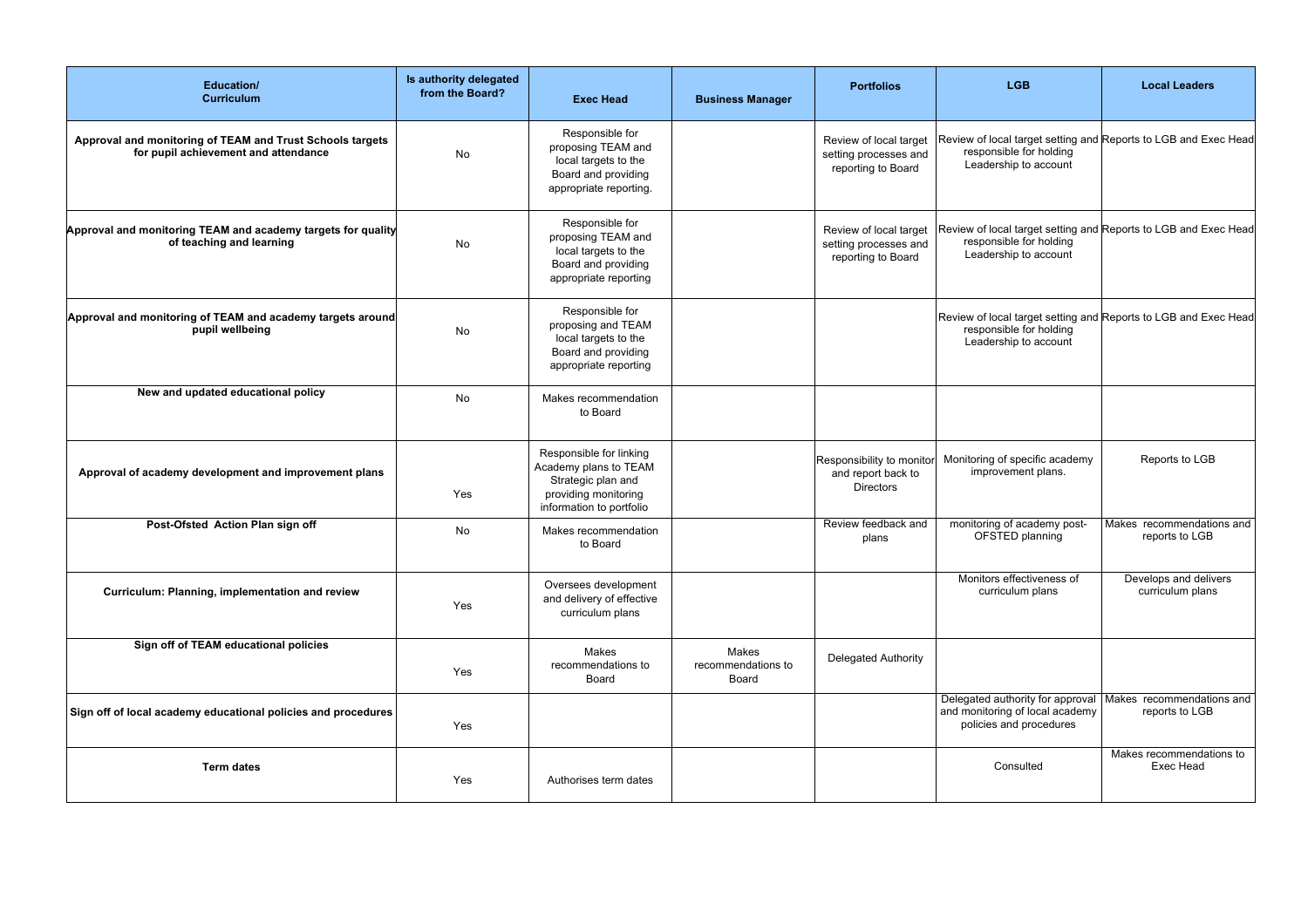| Education/ Curriculum | Is authority delegated from the Board? | Exec Head | Business Manager | Portfolios | LGB | Local Leaders |
|---|---|---|---|---|---|---|
| **Approval and monitoring of TEAM and Trust Schools targets for pupil achievement and attendance** | No | Responsible for proposing TEAM and local targets to the Board and providing appropriate reporting. | | Review of local target setting processes and reporting to Board | Review of local target setting and responsible for holding Leadership to account | Reports to LGB and Exec Head |
| **Approval and monitoring TEAM and academy targets for quality of teaching and learning** | No | Responsible for proposing TEAM and local targets to the Board and providing appropriate reporting | | Review of local target setting processes and reporting to Board | Review of local target setting and responsible for holding Leadership to account | Reports to LGB and Exec Head |
| **Approval and monitoring of TEAM and academy targets around pupil wellbeing** | No | Responsible for proposing and TEAM local targets to the Board and providing appropriate reporting | | | Review of local target setting and responsible for holding Leadership to account | Reports to LGB and Exec Head |
| **New and updated educational policy** | No | Makes recommendation to Board | | | | |
| **Approval of academy development and improvement plans** | Yes | Responsible for linking Academy plans to TEAM Strategic plan and providing monitoring information to portfolio | | Responsibility to monitor and report back to Directors | Monitoring of specific academy improvement plans. | Reports to LGB |
| **Post-Ofsted Action Plan sign off** | No | Makes recommendation to Board | | Review feedback and plans | monitoring of academy post-OFSTED planning | Makes recommendations and reports to LGB |
| **Curriculum: Planning, implementation and review** | Yes | Oversees development and delivery of effective curriculum plans | | | Monitors effectiveness of curriculum plans | Develops and delivers curriculum plans |
| **Sign off of TEAM educational policies** | Yes | Makes recommendations to Board | Makes recommendations to Board | Delegated Authority | | |
| **Sign off of local academy educational policies and procedures** | Yes | | | | Delegated authority for approval and monitoring of local academy policies and procedures | Makes recommendations and reports to LGB |
| **Term dates** | Yes | Authorises term dates | | | Consulted | Makes recommendations to Exec Head |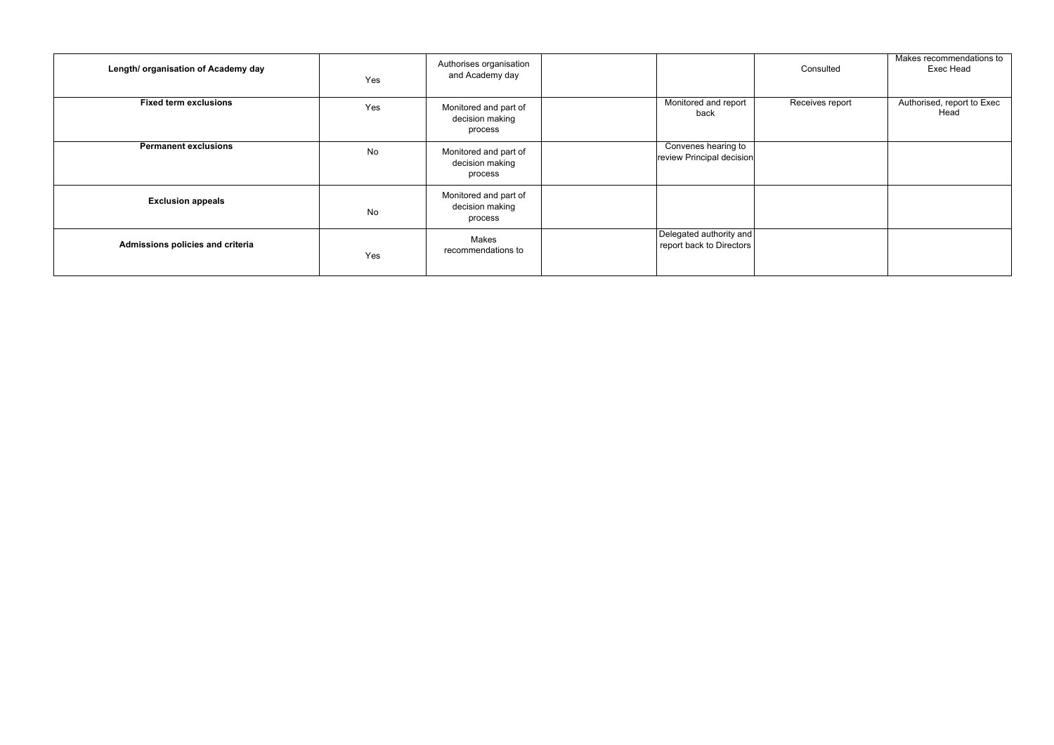| | | | | | | |
|---|---|---|---|---|---|---|
| **Length/ organisation of Academy day** | Yes | Authorises organisation and Academy day | | | Consulted | Makes recommendations to Exec Head |
| **Fixed term exclusions** | Yes | Monitored and part of decision making process | | Monitored and report back | Receives report | Authorised, report to Exec Head |
| **Permanent exclusions** | No | Monitored and part of decision making process | | Convenes hearing to review Principal decision | | |
| **Exclusion appeals** | No | Monitored and part of decision making process | | | | |
| **Admissions policies and criteria** | Yes | Makes recommendations to | | Delegated authority and report back to Directors | | |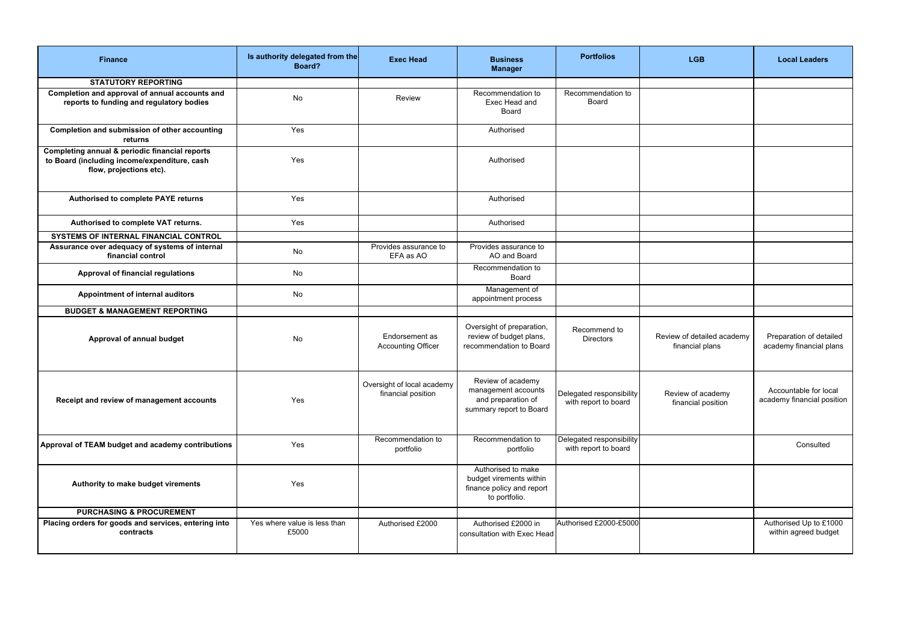| Finance | Is authority delegated from the Board? | Exec Head | Business Manager | Portfolios | LGB | Local Leaders |
|---|---|---|---|---|---|---|
| **STATUTORY REPORTING** | | | | | | |
| **Completion and approval of annual accounts and reports to funding and regulatory bodies** | No | Review | Recommendation to Exec Head and Board | Recommendation to Board | | |
| **Completion and submission of other accounting returns** | Yes | | Authorised | | | |
| **Completing annual & periodic financial reports to Board (including income/expenditure, cash flow, projections etc).** | Yes | | Authorised | | | |
| **Authorised to complete PAYE returns** | Yes | | Authorised | | | |
| **Authorised to complete VAT returns.** | Yes | | Authorised | | | |
| **SYSTEMS OF INTERNAL FINANCIAL CONTROL** | | | | | | |
| **Assurance over adequacy of systems of internal financial control** | No | Provides assurance to EFA as AO | Provides assurance to AO and Board | | | |
| **Approval of financial regulations** | No | | Recommendation to Board | | | |
| **Appointment of internal auditors** | No | | Management of appointment process | | | |
| **BUDGET & MANAGEMENT REPORTING** | | | | | | |
| **Approval of annual budget** | No | Endorsement as Accounting Officer | Oversight of preparation, review of budget plans, recommendation to Board | Recommend to Directors | Review of detailed academy financial plans | Preparation of detailed academy financial plans |
| **Receipt and review of management accounts** | Yes | Oversight of local academy financial position | Review of academy management accounts and preparation of summary report to Board | Delegated responsibility with report to board | Review of academy financial position | Accountable for local academy financial position |
| **Approval of TEAM budget and academy contributions** | Yes | Recommendation to portfolio | Recommendation to portfolio | Delegated responsibility with report to board | | Consulted |
| **Authority to make budget virements** | Yes | | Authorised to make budget virements within finance policy and report to portfolio. | | | |
| **PURCHASING & PROCUREMENT** | | | | | | |
| **Placing orders for goods and services, entering into contracts** | Yes where value is less than £5000 | Authorised £2000 | Authorised £2000 in consultation with Exec Head | Authorised £2000-£5000 | | Authorised Up to £1000 within agreed budget |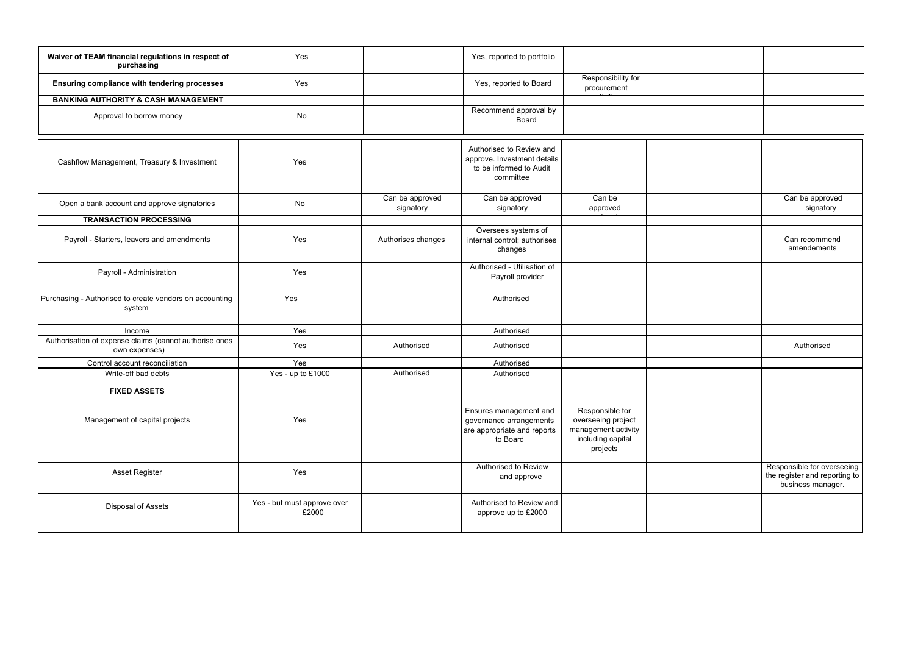| **Waiver of TEAM financial regulations in respect of purchasing** | Yes | | Yes, reported to portfolio | | | |
|---|---|---|---|---|---|---|
| **Ensuring compliance with tendering processes** | Yes | | Yes, reported to Board | Responsibility for procurement activities | | |
| **BANKING AUTHORITY & CASH MANAGEMENT** | | | | | | |
| Approval to borrow money | No | | Recommend approval by Board | | | |
| Cashflow Management, Treasury & Investment | Yes | | Authorised to Review and approve. Investment details to be informed to Audit committee | | | |
| Open a bank account and approve signatories | No | Can be approved signatory | Can be approved signatory | Can be approved signatory | | Can be approved signatory |
| **TRANSACTION PROCESSING** | | | | | | |
| Payroll - Starters, leavers and amendments | Yes | Authorises changes | Oversees systems of internal control; authorises changes | | | Can recommend amendements |
| Payroll - Administration | Yes | | Authorised - Utilisation of Payroll provider | | | |
| Purchasing - Authorised to create vendors on accounting system | Yes | | Authorised | | | |
| Income | Yes | | Authorised | | | |
| Authorisation of expense claims (cannot authorise ones own expenses) | Yes | Authorised | Authorised | | | Authorised |
| Control account reconciliation | Yes | | Authorised | | | |
| Write-off bad debts | Yes - up to £1000 | Authorised | Authorised | | | |
| **FIXED ASSETS** | | | | | | |
| Management of capital projects | Yes | | Ensures management and governance arrangements are appropriate and reports to Board | Responsible for overseeing project management activity including capital projects | | |
| Asset Register | Yes | | Authorised to Review and approve | | | Responsible for overseeing the register and reporting to business manager. |
| Disposal of Assets | Yes - but must approve over £2000 | | Authorised to Review and approve up to £2000 | | | |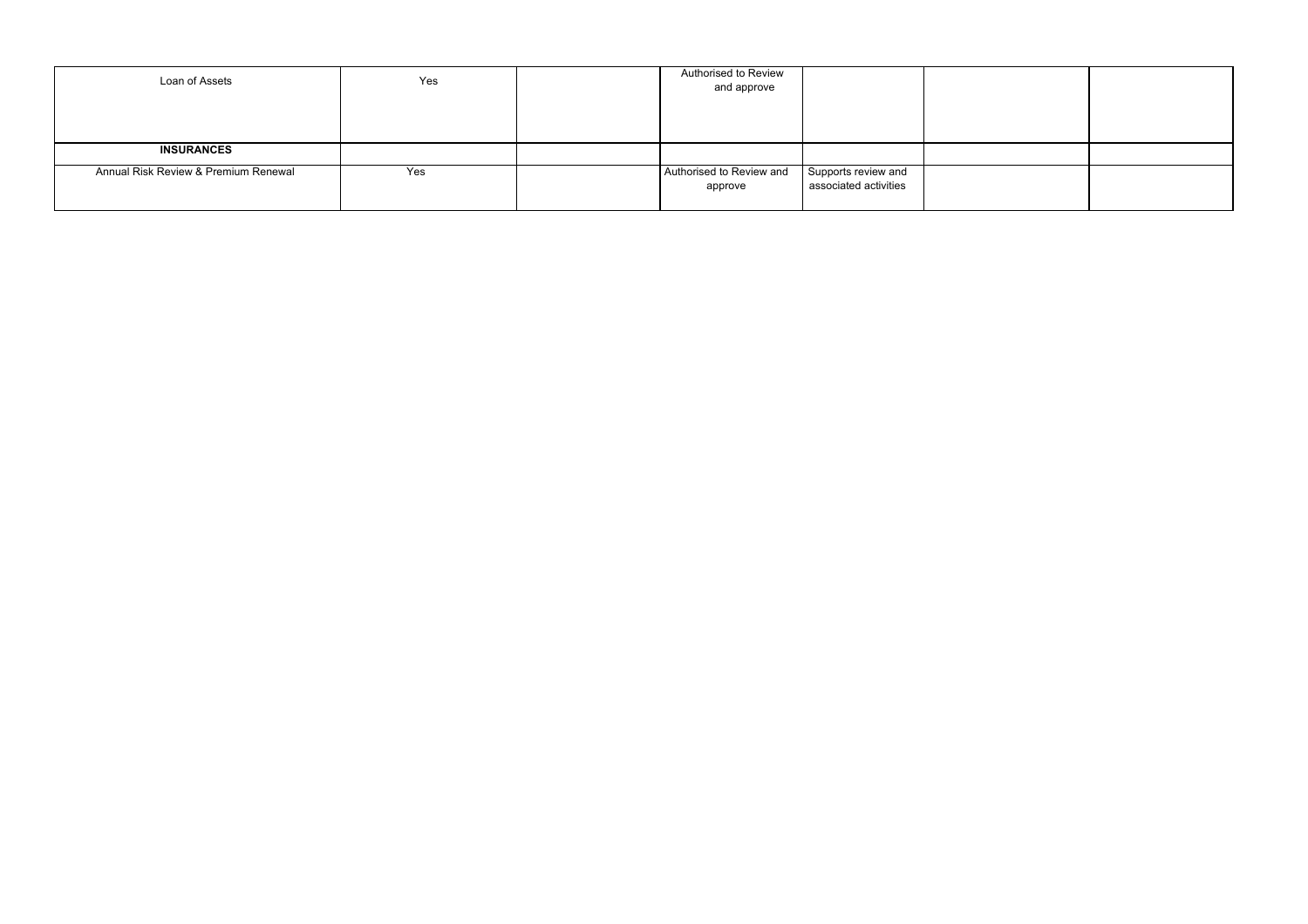| | | | | | | |
|---|---|---|---|---|---|---|
| Loan of Assets | Yes | | Authorised to Review and approve | | | |
| **INSURANCES** | | | | | | |
| Annual Risk Review & Premium Renewal | Yes | | Authorised to Review and approve | Supports review and associated activities | | |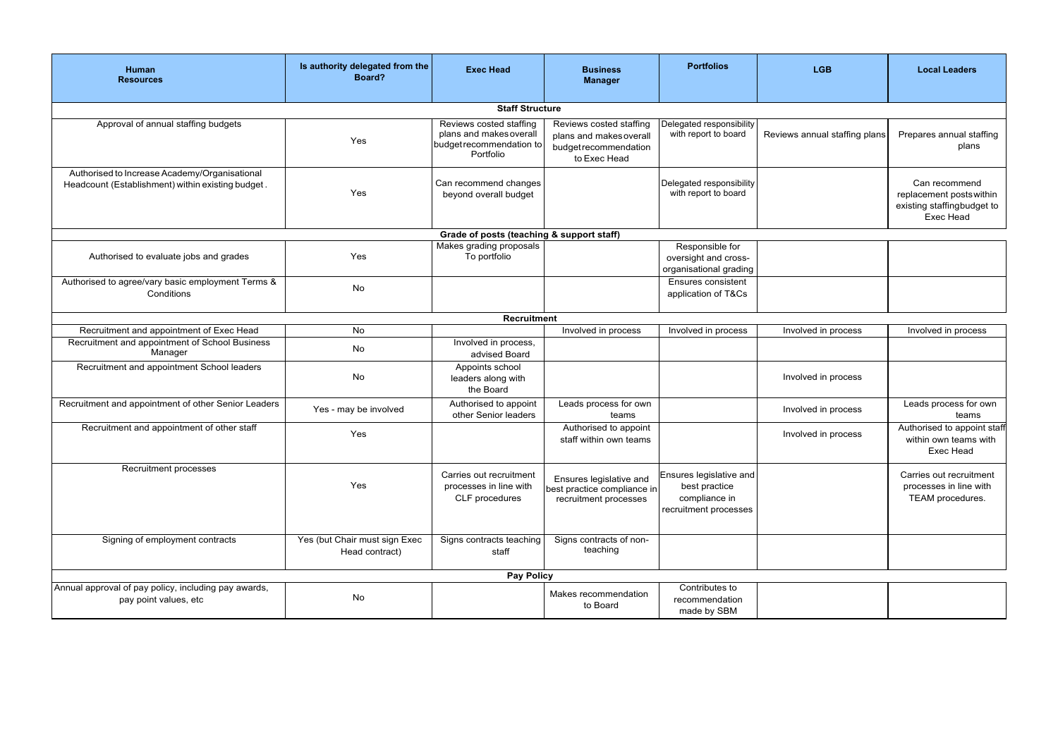| Human Resources | Is authority delegated from the Board? | Exec Head | Business Manager | Portfolios | LGB | Local Leaders |
|---|---|---|---|---|---|---|
| **Staff Structure** | | | | | | |
| Approval of annual staffing budgets | Yes | Reviews costed staffing plans and makes overall budget recommendation to Portfolio | Reviews costed staffing plans and makes overall budget recommendation to Exec Head | Delegated responsibility with report to board | Reviews annual staffing plans | Prepares annual staffing plans |
| Authorised to Increase Academy/Organisational Headcount (Establishment) within existing budget. | Yes | Can recommend changes beyond overall budget | | Delegated responsibility with report to board | | Can recommend replacement posts within existing staffing budget to Exec Head |
| **Grade of posts (teaching & support staff)** | | | | | | |
| Authorised to evaluate jobs and grades | Yes | Makes grading proposals To portfolio | | Responsible for oversight and cross-organisational grading | | |
| Authorised to agree/vary basic employment Terms & Conditions | No | | | Ensures consistent application of T&Cs | | |
| **Recruitment** | | | | | | |
| Recruitment and appointment of Exec Head | No | | Involved in process | Involved in process | Involved in process | Involved in process |
| Recruitment and appointment of School Business Manager | No | Involved in process, advised Board | | | | |
| Recruitment and appointment School leaders | No | Appoints school leaders along with the Board | | | Involved in process | |
| Recruitment and appointment of other Senior Leaders | Yes - may be involved | Authorised to appoint other Senior leaders | Leads process for own teams | | Involved in process | Leads process for own teams |
| Recruitment and appointment of other staff | Yes | | Authorised to appoint staff within own teams | | Involved in process | Authorised to appoint staff within own teams with Exec Head |
| Recruitment processes | Yes | Carries out recruitment processes in line with CLF procedures | Ensures legislative and best practice compliance in recruitment processes | Ensures legislative and best practice compliance in recruitment processes | | Carries out recruitment processes in line with TEAM procedures. |
| Signing of employment contracts | Yes (but Chair must sign Exec Head contract) | Signs contracts teaching staff | Signs contracts of non-teaching | | | |
| **Pay Policy** | | | | | | |
| Annual approval of pay policy, including pay awards, pay point values, etc | No | | Makes recommendation to Board | Contributes to recommendation made by SBM | | |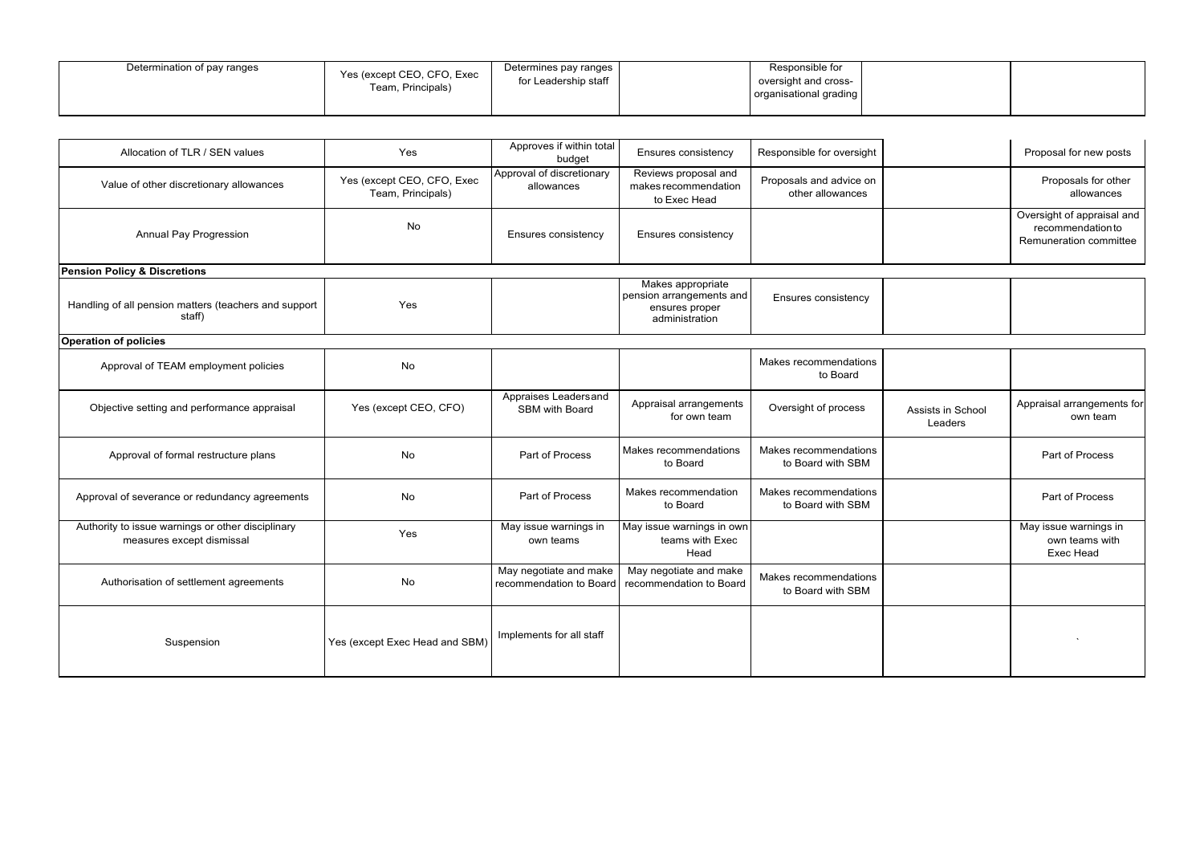| | | | | | | |
|---|---|---|---|---|---|---|
| Determination of pay ranges | Yes (except CEO, CFO, Exec Team, Principals) | Determines pay ranges for Leadership staff | | Responsible for oversight and cross-organisational grading | | |
| Allocation of TLR / SEN values | Yes | Approves if within total budget | Ensures consistency | Responsible for oversight | | Proposal for new posts |
| Value of other discretionary allowances | Yes (except CEO, CFO, Exec Team, Principals) | Approval of discretionary allowances | Reviews proposal and makes recommendation to Exec Head | Proposals and advice on other allowances | | Proposals for other allowances |
| Annual Pay Progression | No | Ensures consistency | Ensures consistency | | | Oversight of appraisal and recommendation to Remuneration committee |
| **Pension Policy & Discretions** | | | | | | |
| Handling of all pension matters (teachers and support staff) | Yes | | Makes appropriate pension arrangements and ensures proper administration | Ensures consistency | | |
| **Operation of policies** | | | | | | |
| Approval of TEAM employment policies | No | | | Makes recommendations to Board | | |
| Objective setting and performance appraisal | Yes (except CEO, CFO) | Appraises Leaders and SBM with Board | Appraisal arrangements for own team | Oversight of process | Assists in School Leaders | Appraisal arrangements for own team |
| Approval of formal restructure plans | No | Part of Process | Makes recommendations to Board | Makes recommendations to Board with SBM | | Part of Process |
| Approval of severance or redundancy agreements | No | Part of Process | Makes recommendation to Board | Makes recommendations to Board with SBM | | Part of Process |
| Authority to issue warnings or other disciplinary measures except dismissal | Yes | May issue warnings in own teams | May issue warnings in own teams with Exec Head | | | May issue warnings in own teams with Exec Head |
| Authorisation of settlement agreements | No | May negotiate and make recommendation to Board | May negotiate and make recommendation to Board | Makes recommendations to Board with SBM | | |
| Suspension | Yes (except Exec Head and SBM) | Implements for all staff | | | | ` |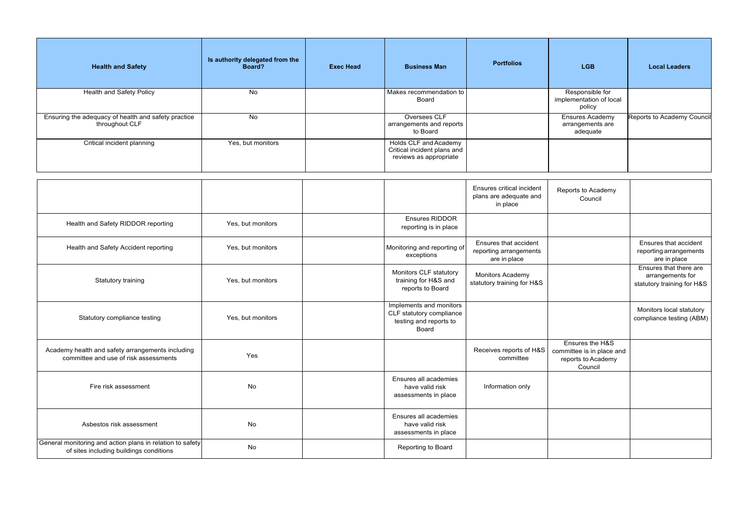| Health and Safety | Is authority delegated from the Board? | Exec Head | Business Man | Portfolios | LGB | Local Leaders |
|---|---|---|---|---|---|---|
| Health and Safety Policy | No | | Makes recommendation to Board | | Responsible for implementation of local policy | |
| Ensuring the adequacy of health and safety practice throughout CLF | No | | Oversees CLF arrangements and reports to Board | | Ensures Academy arrangements are adequate | Reports to Academy Council |
| Critical incident planning | Yes, but monitors | | Holds CLF and Academy Critical incident plans and reviews as appropriate | | | |
| | | | | Ensures critical incident plans are adequate and in place | Reports to Academy Council | |
| Health and Safety RIDDOR reporting | Yes, but monitors | | Ensures RIDDOR reporting is in place | | | |
| Health and Safety Accident reporting | Yes, but monitors | | Monitoring and reporting of exceptions | Ensures that accident reporting arrangements are in place | | Ensures that accident reporting arrangements are in place |
| Statutory training | Yes, but monitors | | Monitors CLF statutory training for H&S and reports to Board | Monitors Academy statutory training for H&S | | Ensures that there are arrangements for statutory training for H&S |
| Statutory compliance testing | Yes, but monitors | | Implements and monitors CLF statutory compliance testing and reports to Board | | | Monitors local statutory compliance testing (ABM) |
| Academy health and safety arrangements including committee and use of risk assessments | Yes | | | Receives reports of H&S committee | Ensures the H&S committee is in place and reports to Academy Council | |
| Fire risk assessment | No | | Ensures all academies have valid risk assessments in place | Information only | | |
| Asbestos risk assessment | No | | Ensures all academies have valid risk assessments in place | | | |
| General monitoring and action plans in relation to safety of sites including buildings conditions | No | | Reporting to Board | | | |